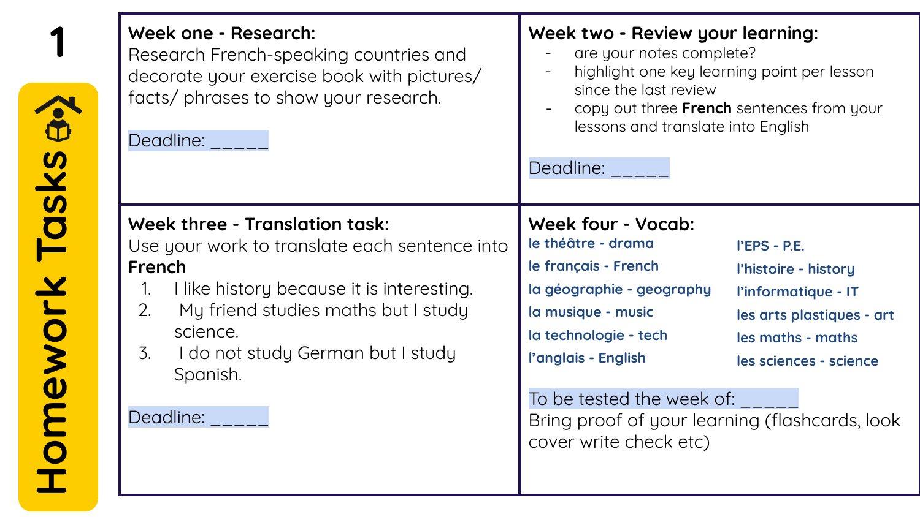# 1

## Homework Tasks

### Week one - Research:

Research French-speaking countries and decorate your exercise book with pictures/ facts/ phrases to show your research.

Deadline: _____

### Week two - Review your learning:

- are your notes complete?
- highlight one key learning point per lesson since the last review
- copy out three **French** sentences from your lessons and translate into English

Deadline: _____

### Week three - Translation task:

Use your work to translate each sentence into **French**

1. I like history because it is interesting.
2. My friend studies maths but I study science.
3. I do not study German but I study Spanish.

Deadline: _____

### Week four - Vocab:

| | |
|---|---|
| le théâtre - drama | l'EPS - P.E. |
| le français - French | l'histoire - history |
| la géographie - geography | l'informatique - IT |
| la musique - music | les arts plastiques - art |
| la technologie - tech | les maths - maths |
| l'anglais - English | les sciences - science |

To be tested the week of: _____

Bring proof of your learning (flashcards, look cover write check etc)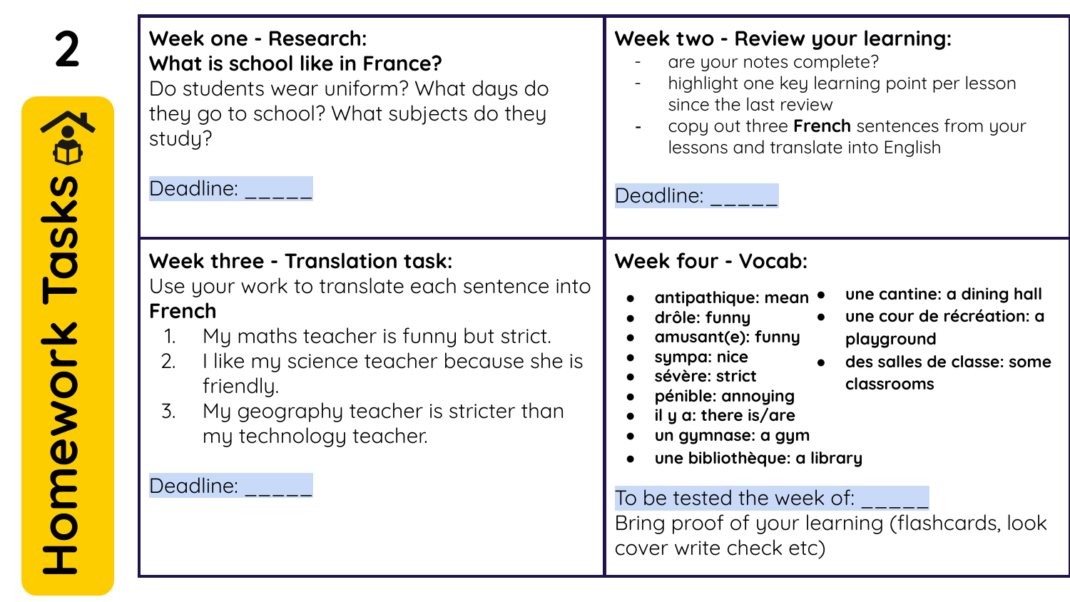# Homework Tasks

## Week one - Research:

**What is school like in France?**

Do students wear uniform? What days do they go to school? What subjects do they study?

Deadline: _____

## Week two - Review your learning:

- are your notes complete?
- highlight one key learning point per lesson since the last review
- copy out three **French** sentences from your lessons and translate into English

Deadline: _____

## Week three - Translation task:

Use your work to translate each sentence into **French**

1. My maths teacher is funny but strict.
2. I like my science teacher because she is friendly.
3. My geography teacher is stricter than my technology teacher.

Deadline: _____

## Week four - Vocab:

- **antipathique: mean**
- **drôle: funny**
- **amusant(e): funny**
- **sympa: nice**
- **sévère: strict**
- **pénible: annoying**
- **il y a: there is/are**
- **un gymnase: a gym**
- **une bibliothèque: a library**
- **une cantine: a dining hall**
- **une cour de récréation: a playground**
- **des salles de classe: some classrooms**

To be tested the week of: _____

Bring proof of your learning (flashcards, look cover write check etc)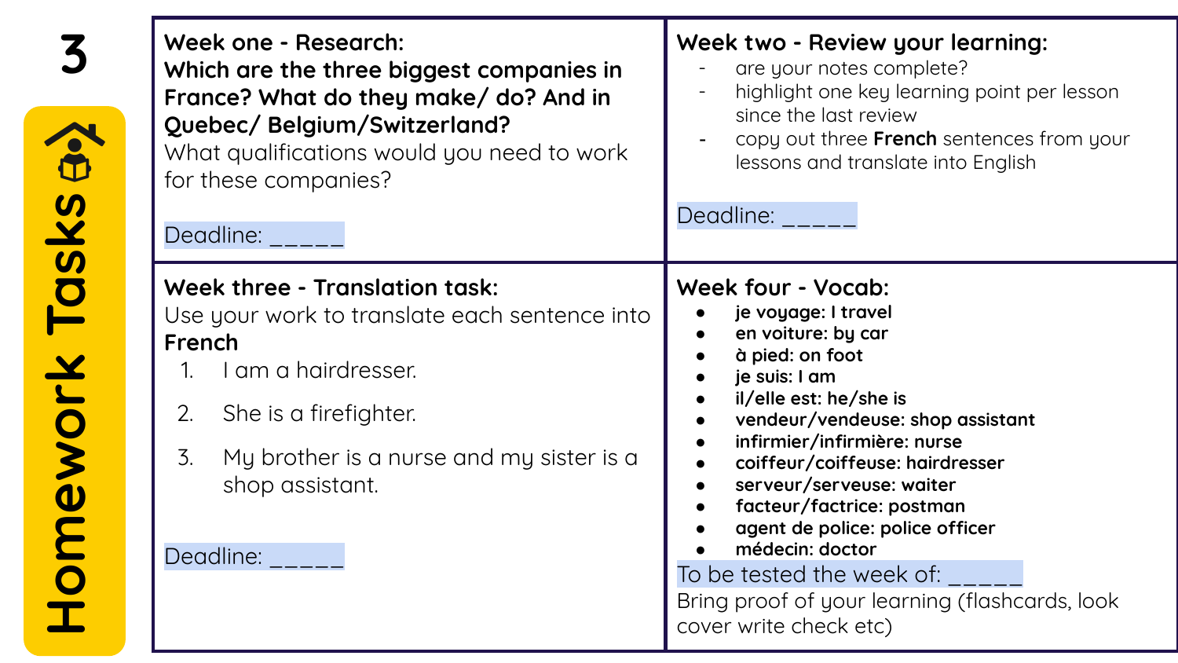# 3 Homework Tasks

## Week one - Research:

**Which are the three biggest companies in France? What do they make/ do? And in Quebec/ Belgium/Switzerland?**

What qualifications would you need to work for these companies?

Deadline: _____

## Week two - Review your learning:

- are your notes complete?
- highlight one key learning point per lesson since the last review
- copy out three **French** sentences from your lessons and translate into English

Deadline: _____

## Week three - Translation task:

Use your work to translate each sentence into **French**

1. I am a hairdresser.
2. She is a firefighter.
3. My brother is a nurse and my sister is a shop assistant.

Deadline: _____

## Week four - Vocab:

- **je voyage: I travel**
- **en voiture: by car**
- **à pied: on foot**
- **je suis: I am**
- **il/elle est: he/she is**
- **vendeur/vendeuse: shop assistant**
- **infirmier/infirmière: nurse**
- **coiffeur/coiffeuse: hairdresser**
- **serveur/serveuse: waiter**
- **facteur/factrice: postman**
- **agent de police: police officer**
- **médecin: doctor**

To be tested the week of: _____

Bring proof of your learning (flashcards, look cover write check etc)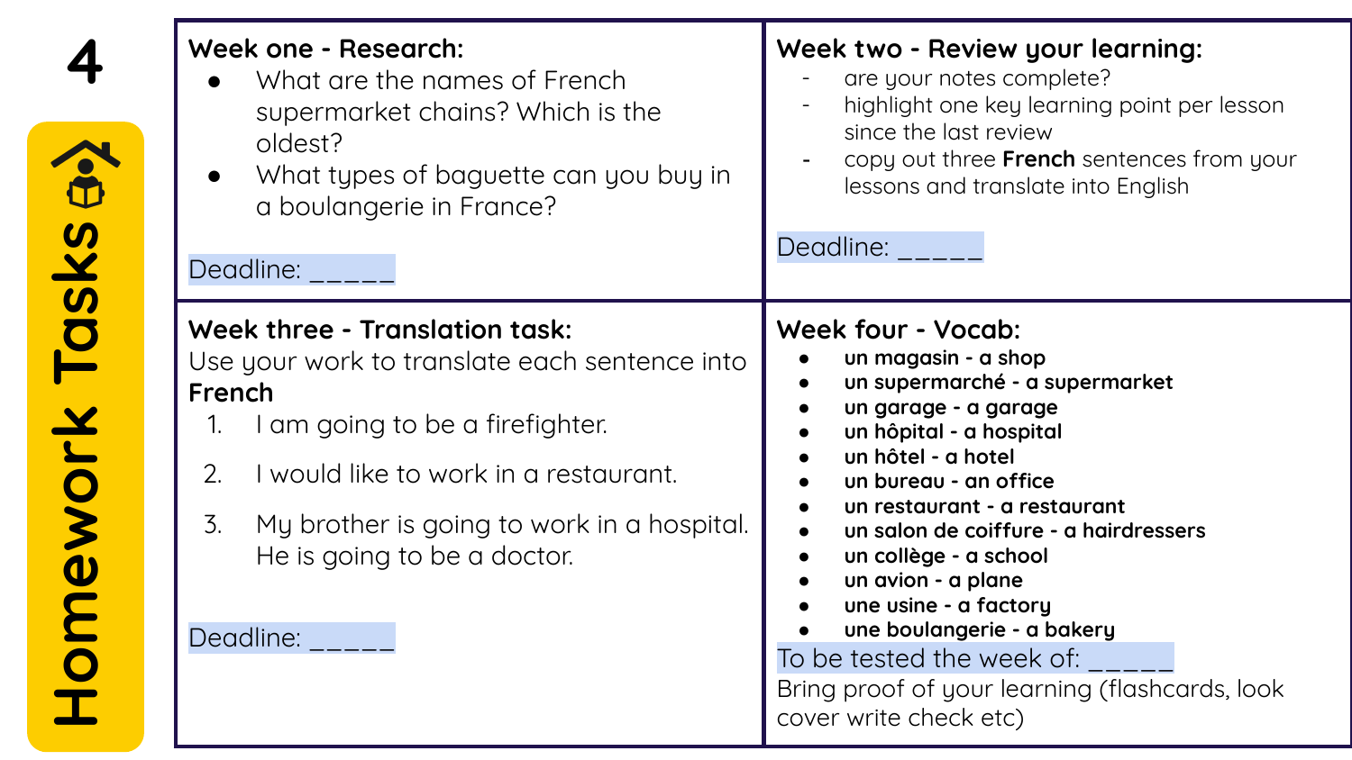# Homework Tasks

## Week one - Research:

- What are the names of French supermarket chains? Which is the oldest?
- What types of baguette can you buy in a boulangerie in France?

Deadline: _____

## Week two - Review your learning:

- are your notes complete?
- highlight one key learning point per lesson since the last review
- copy out three **French** sentences from your lessons and translate into English

Deadline: _____

## Week three - Translation task:

Use your work to translate each sentence into **French**

1. I am going to be a firefighter.
2. I would like to work in a restaurant.
3. My brother is going to work in a hospital. He is going to be a doctor.

Deadline: _____

## Week four - Vocab:

- **un magasin - a shop**
- **un supermarché - a supermarket**
- **un garage - a garage**
- **un hôpital - a hospital**
- **un hôtel - a hotel**
- **un bureau - an office**
- **un restaurant - a restaurant**
- **un salon de coiffure - a hairdressers**
- **un collège - a school**
- **un avion - a plane**
- **une usine - a factory**
- **une boulangerie - a bakery**

To be tested the week of: _____

Bring proof of your learning (flashcards, look cover write check etc)